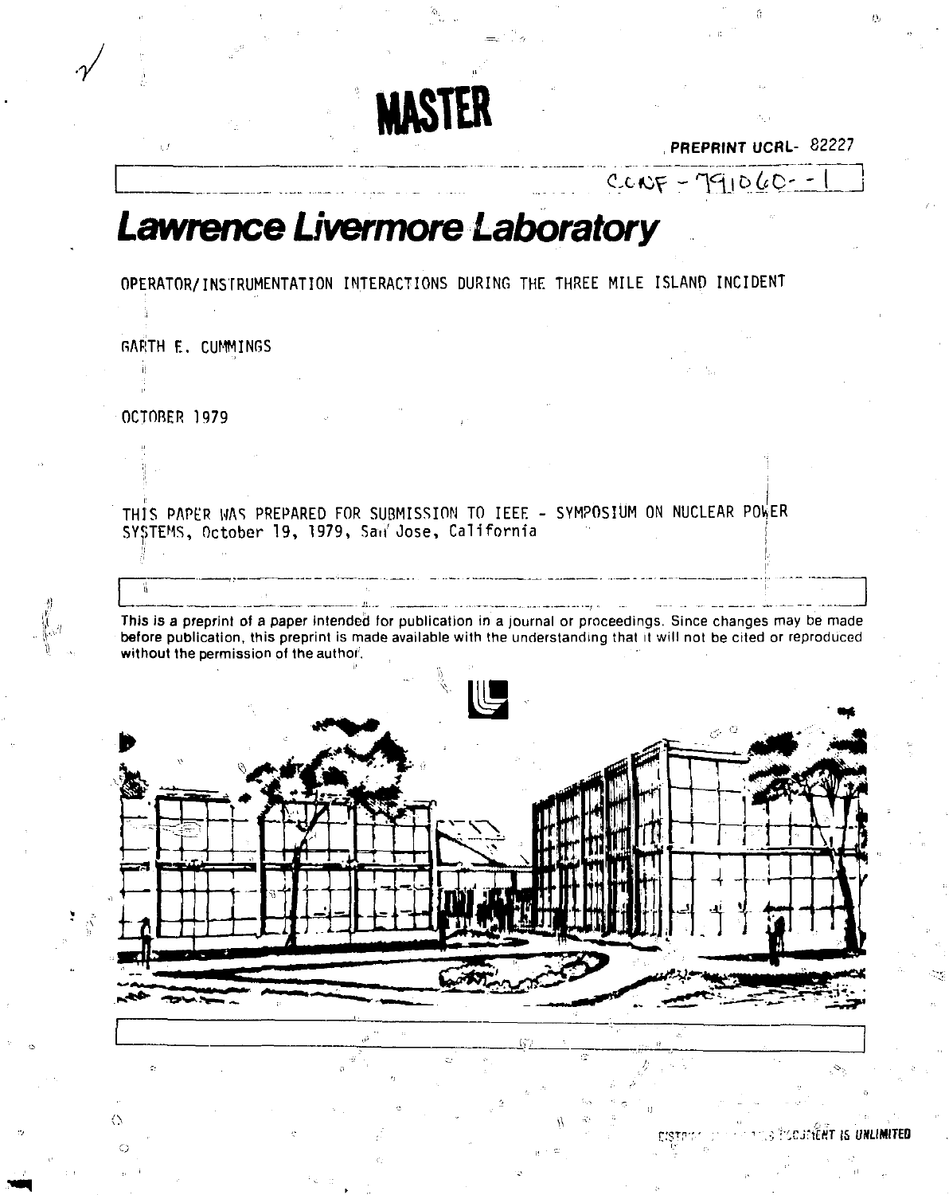MASTER

PREPRINT UCRL- 82227

CONF - 791060 - - 1

# Lawrence Livermore Laboratory

OPERATOR/INSTRUMENTATION INTERACTIONS DURING THE THREE MILE ISLAND INCIDENT

GARTH E. CUMMINGS

OCTOBER 1979

THIS PAPER WAS PREPARED FOR SUBMISSION TO IEEE - SYMPOSIUM ON NUCLEAR POWER SYSTEMS, October 19, 1979, San Jose, California

This is a preprint of a paper intended for publication in a journal or proceedings. Since changes may be made before publication, this preprint is made available with the understanding that it will not be cited or reproduced without the permission of the author.

DISTRIBUTION OF THIS DOCUMENT IS UNLIMITED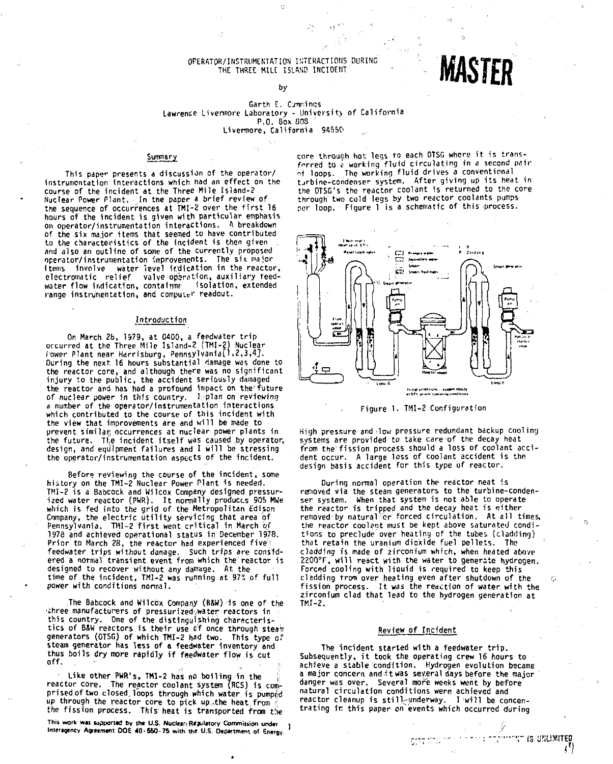OPERATOR/INSTRUMENTATION INTERACTIONS DURING THE THREE MILE ISLAND INCIDENT

**MASTER**

by

Garth E. Cummings
Lawrence Livermore Laboratory - University of California
P.O. Box 808
Livermore, California 94550

## Summary

This paper presents a discussion of the operator/instrumentation interactions which had an effect on the course of the incident at the Three Mile Island-2 Nuclear Power Plant. In the paper a brief review of the sequence of occurrences at TMI-2 over the first 16 hours of the incident is given with particular emphasis on operator/instrumentation interactions. A breakdown of the six major items that seemed to have contributed to the characteristics of the incident is then given and also an outline of some of the currently proposed operator/instrumentation improvements. The six major items involve water level indication in the reactor, electromatic relief valve operation, auxiliary feedwater flow indication, containment isolation, extended range instrumentation, and computer readout.

## Introduction

On March 28, 1979, at 0400, a feedwater trip occurred at the Three Mile Island-2 (TMI-2) Nuclear Power Plant near Harrisburg, Pennsylvania[1,2,3,4]. During the next 16 hours substantial damage was done to the reactor core, and although there was no significant injury to the public, the accident seriously damaged the reactor and has had a profound impact on the future of nuclear power in this country. I plan on reviewing a number of the operator/instrumentation interactions which contributed to the course of this incident with the view that improvements are and will be made to prevent similar occurrences at nuclear power plants in the future. The incident itself was caused by operator, design, and equipment failures and I will be stressing the operator/instrumentation aspects of the incident.

Before reviewing the course of the incident, some history on the TMI-2 Nuclear Power Plant is needed. TMI-2 is a Babcock and Wilcox Company designed pressurized water reactor (PWR). It normally produces 905 MWe which is fed into the grid of the Metropolitan Edison Company, the electric utility servicing that area of Pennsylvania. TMI-2 first went critical in March of 1978 and achieved operational status in December 1978. Prior to March 28, the reactor had experienced five feedwater trips without damage. Such trips are considered a normal transient event from which the reactor is designed to recover without any damage. At the time of the incident, TMI-2 was running at 97% of full power with conditions normal.

The Babcock and Wilcox Company (B&W) is one of the three manufacturers of pressurized water reactors in this country. One of the distinguishing characteristics of B&W reactors is their use of once through steam generators (OTSG) of which TMI-2 had two. This type of steam generator has less of a feedwater inventory and thus boils dry more rapidly if feedwater flow is cut off.

Like other PWR's, TMI-2 has no boiling in the reactor core. The reactor coolant system (RCS) is comprised of two closed loops through which water is pumped up through the reactor core to pick up the heat from the fission process. This heat is transported from the core through hot legs to each OTSG where it is transferred to a working fluid circulating in a second pair of loops. The working fluid drives a conventional turbine-condenser system. After giving up its heat in the OTSG's the reactor coolant is returned to the core through two cold legs by two reactor coolants pumps per loop. Figure 1 is a schematic of this process.

Figure 1. TMI-2 Configuration

High pressure and low pressure redundant backup cooling systems are provided to take care of the decay heat from the fission process should a loss of coolant accident occur. A large loss of coolant accident is the design basis accident for this type of reactor.

During normal operation the reactor heat is removed via the steam generators to the turbine-condenser system. When that system is not able to operate the reactor is tripped and the decay heat is either removed by natural or forced circulation. At all times, the reactor coolant must be kept above saturated conditions to preclude over heating of the tubes (cladding) that retain the uranium dioxide fuel pellets. The cladding is made of zirconium which, when heated above 2200°F, will react with the water to generate hydrogen. Forced cooling with liquid is required to keep this cladding from over heating even after shutdown of the fission process. It was the reaction of water with the zirconium clad that lead to the hydrogen generation at TMI-2.

## Review of Incident

The incident started with a feedwater trip. Subsequently, it took the operating crew 16 hours to achieve a stable condition. Hydrogen evolution became a major concern and it was several days before the major danger was over. Several more weeks went by before natural circulation conditions were achieved and reactor cleanup is still underway. I will be concentrating in this paper on events which occurred during

This work was supported by the U.S. Nuclear Regulatory Commission under Interagency Agreement DOE 40-550-75 with the U.S. Department of Energy.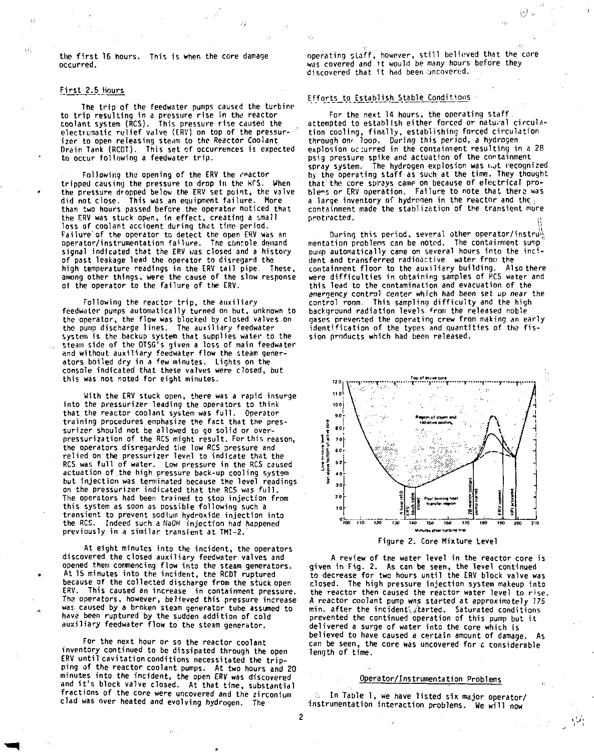the first 16 hours. This is when the core damage occurred.

### First 2.5 Hours

The trip of the feedwater pumps caused the turbine to trip resulting in a pressure rise in the reactor coolant system (RCS). This pressure rise caused the electromatic relief valve (ERV) on top of the pressurizer to open releasing steam to the Reactor Coolant Drain Tank (RCDT). This set of occurrences is expected to occur following a feedwater trip.

Following the opening of the ERV the reactor tripped causing the pressure to drop in the RCS. When the pressure dropped below the ERV set point, the valve did not close. This was an equipment failure. More than two hours passed before the operator noticed that the ERV was stuck open, in effect, creating a small loss of coolant accident during that time period. Failure of the operator to detect the open ERV was an operator/instrumentation failure. The console demand signal indicated that the ERV was closed and a history of past leakage lead the operator to disregard the high temperature readings in the ERV tail pipe. These, among other things, were the cause of the slow response of the operator to the failure of the ERV.

Following the reactor trip, the auxiliary feedwater pumps automatically turned on but, unknown to the operator, the flow was blocked by closed valves on the pump discharge lines. The auxiliary feedwater system is the backup system that supplies water to the steam side of the OTSG's given a loss of main feedwater and without auxiliary feedwater flow the steam generators boiled dry in a few minutes. Lights on the console indicated that these valves were closed, but this was not noted for eight minutes.

With the ERV stuck open, there was a rapid insurge into the pressurizer leading the operators to think that the reactor coolant system was full. Operator training procedures emphasize the fact that the pressurizer should not be allowed to go solid or overpressurization of the RCS might result. For this reason, the operators disregarded the low RCS pressure and relied on the pressurizer level to indicate that the RCS was full of water. Low pressure in the RCS caused actuation of the high pressure back-up cooling system but injection was terminated because the level readings on the pressurizer indicated that the RCS was full. The operators had been trained to stop injection from this system as soon as possible following such a transient to prevent sodium hydroxide injection into the RCS. Indeed such a NaOH injection had happened previously in a similar transient at TMI-2.

At eight minutes into the incident, the operators discovered the closed auxiliary feedwater valves and opened them commencing flow into the steam generators. At 15 minutes into the incident, the RCDT ruptured because of the collected discharge from the stuck open ERV. This caused an increase in containment pressure. The operators, however, believed this pressure increase was caused by a broken steam generator tube assumed to have been ruptured by the sudden addition of cold auxiliary feedwater flow to the steam generator.

For the next hour or so the reactor coolant inventory continued to be dissipated through the open ERV until cavitation conditions necessitated the tripping of the reactor coolant pumps. At two hours and 20 minutes into the incident, the open ERV was discovered and it's block valve closed. At that time, substantial fractions of the core were uncovered and the zirconium clad was over heated and evolving hydrogen. The operating staff, however, still believed that the core was covered and it would be many hours before they discovered that it had been uncovered.

### Efforts to Establish Stable Conditions

For the next 14 hours, the operating staff attempted to establish either forced or natural circulation cooling, finally, establishing forced circulation through one loop. During this period, a hydrogen explosion occurred in the containment resulting in a 28 psig pressure spike and actuation of the containment spray system. The hydrogen explosion was not recognized by the operating staff as such at the time. They thought that the core sprays came on because of electrical problems or ERV operation. Failure to note that there was a large inventory of hydrogen in the reactor and the containment made the stablization of the transient more protracted.

During this period, several other operator/instrumentation problems can be noted. The containment sump pump automatically came on several hours into the incident and transferred radioactive water from the containment floor to the auxiliary building. Also there were difficulties in obtaining samples of RCS water and this lead to the contamination and evacuation of the emergency control center which had been set up near the control room. This sampling difficulty and the high background radiation levels from the released noble gases prevented the operating crew from making an early identification of the types and quantities of the fission products which had been released.

Figure 2. Core Mixture Level

A review of the water level in the reactor core is given in Fig. 2. As can be seen, the level continued to decrease for two hours until the ERV block valve was closed. The high pressure injection system makeup into the reactor then caused the reactor water level to rise. A reactor coolant pump was started at approximately 175 min. after the incident started. Saturated conditions prevented the continued operation of this pump but it delivered a surge of water into the core which is believed to have caused a certain amount of damage. As can be seen, the core was uncovered for a considerable length of time.

### Operator/Instrumentation Problems

In Table 1, we have listed six major operator/instrumentation interaction problems. We will now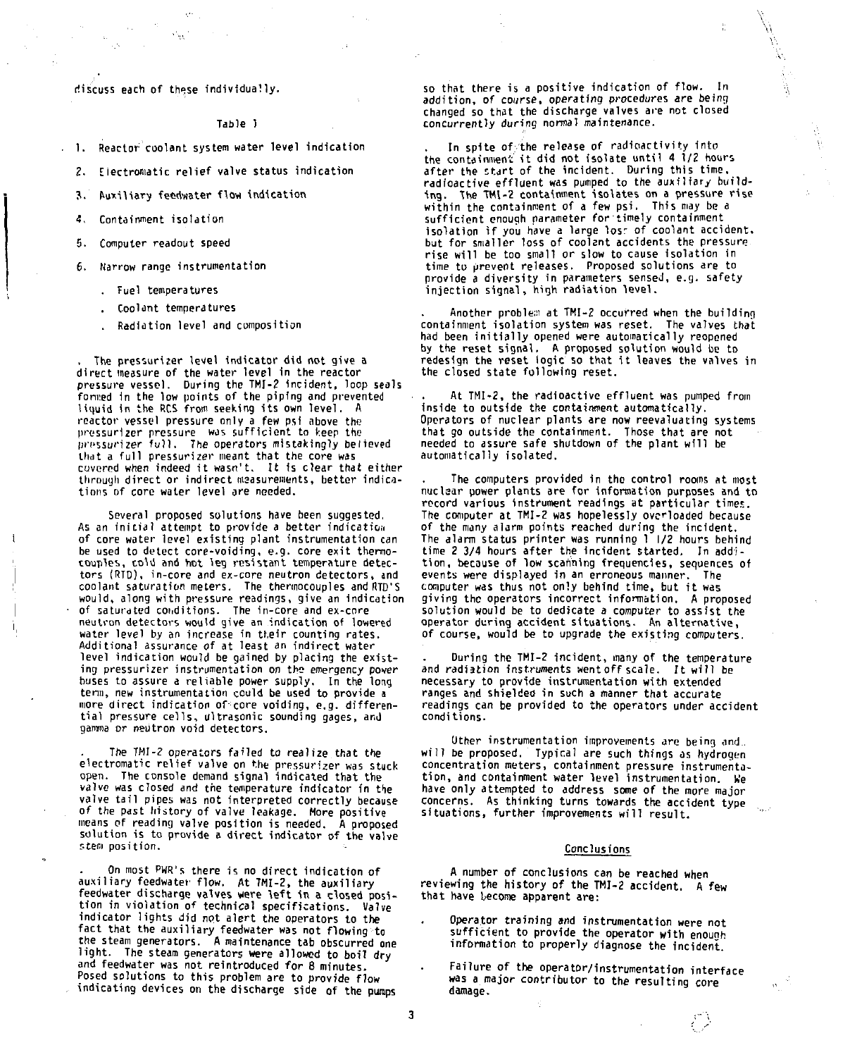discuss each of these individually.

Table 1

1. Reactor coolant system water level indication
2. Electromatic relief valve status indication
3. Auxiliary feedwater flow indication
4. Containment isolation
5. Computer readout speed
6. Narrow range instrumentation
   - Fuel temperatures
   - Coolant temperatures
   - Radiation level and composition

. The pressurizer level indicator did not give a direct measure of the water level in the reactor pressure vessel. During the TMI-2 incident, loop seals formed in the low points of the piping and prevented liquid in the RCS from seeking its own level. A reactor vessel pressure only a few psi above the pressurizer pressure was sufficient to keep the pressurizer full. The operators mistakingly believed that a full pressurizer meant that the core was covered when indeed it wasn't. It is clear that either through direct or indirect measurements, better indications of core water level are needed.

Several proposed solutions have been suggested. As an initial attempt to provide a better indication of core water level existing plant instrumentation can be used to detect core-voiding, e.g. core exit thermocouples, cold and hot leg resistant temperature detectors (RTD), in-core and ex-core neutron detectors, and coolant saturation meters. The thermocouples and RTD'S would, along with pressure readings, give an indication of saturated conditions. The in-core and ex-core neutron detectors would give an indication of lowered water level by an increase in their counting rates. Additional assurance of at least an indirect water level indication would be gained by placing the existing pressurizer instrumentation on the emergency power buses to assure a reliable power supply. In the long term, new instrumentation could be used to provide a more direct indication of core voiding, e.g. differential pressure cells, ultrasonic sounding gages, and gamma or neutron void detectors.

. The TMI-2 operators failed to realize that the electromatic relief valve on the pressurizer was stuck open. The console demand signal indicated that the valve was closed and the temperature indicator in the valve tail pipes was not interpreted correctly because of the past history of valve leakage. More positive means of reading valve position is needed. A proposed solution is to provide a direct indicator of the valve stem position.

. On most PWR's there is no direct indication of auxiliary feedwater flow. At TMI-2, the auxiliary feedwater discharge valves were left in a closed position in violation of technical specifications. Valve indicator lights did not alert the operators to the fact that the auxiliary feedwater was not flowing to the steam generators. A maintenance tab obscurred one light. The steam generators were allowed to boil dry and feedwater was not reintroduced for 8 minutes. Posed solutions to this problem are to provide flow indicating devices on the discharge side of the pumps so that there is a positive indication of flow. In addition, of course, operating procedures are being changed so that the discharge valves are not closed concurrently during normal maintenance.

. In spite of the release of radioactivity into the containment it did not isolate until 4 1/2 hours after the start of the incident. During this time, radioactive effluent was pumped to the auxiliary building. The TMI-2 containment isolates on a pressure rise within the containment of a few psi. This may be a sufficient enough parameter for timely containment isolation if you have a large loss of coolant accident, but for smaller loss of coolant accidents the pressure rise will be too small or slow to cause isolation in time to prevent releases. Proposed solutions are to provide a diversity in parameters sensed, e.g. safety injection signal, high radiation level.

. Another problem at TMI-2 occurred when the building containment isolation system was reset. The valves that had been initially opened were automatically reopened by the reset signal. A proposed solution would be to redesign the reset logic so that it leaves the valves in the closed state following reset.

. At TMI-2, the radioactive effluent was pumped from inside to outside the containment automatically. Operators of nuclear plants are now reevaluating systems that go outside the containment. Those that are not needed to assure safe shutdown of the plant will be automatically isolated.

. The computers provided in the control rooms at most nuclear power plants are for information purposes and to record various instrument readings at particular times. The computer at TMI-2 was hopelessly overloaded because of the many alarm points reached during the incident. The alarm status printer was running 1 1/2 hours behind time 2 3/4 hours after the incident started. In addition, because of low scanning frequencies, sequences of events were displayed in an erroneous manner. The computer was thus not only behind time, but it was giving the operators incorrect information. A proposed solution would be to dedicate a computer to assist the operator during accident situations. An alternative, of course, would be to upgrade the existing computers.

. During the TMI-2 incident, many of the temperature and radiation instruments went off scale. It will be necessary to provide instrumentation with extended ranges and shielded in such a manner that accurate readings can be provided to the operators under accident conditions.

Other instrumentation improvements are being and will be proposed. Typical are such things as hydrogen concentration meters, containment pressure instrumentation, and containment water level instrumentation. We have only attempted to address some of the more major concerns. As thinking turns towards the accident type situations, further improvements will result.

## Conclusions

A number of conclusions can be reached when reviewing the history of the TMI-2 accident. A few that have become apparent are:

- Operator training and instrumentation were not sufficient to provide the operator with enough information to properly diagnose the incident.
- Failure of the operator/instrumentation interface was a major contributor to the resulting core damage.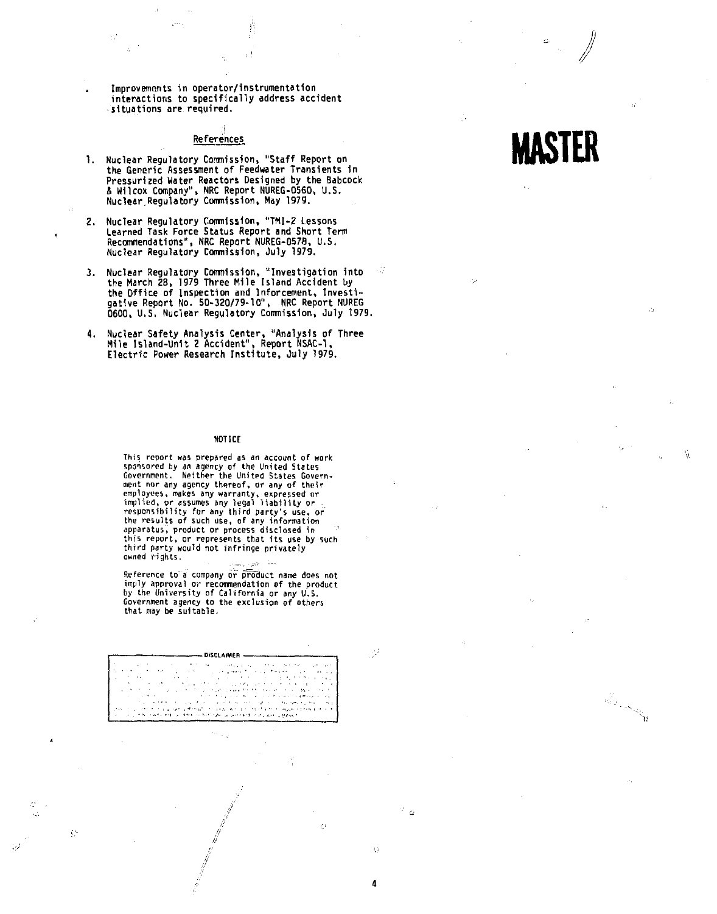- Improvements in operator/instrumentation interactions to specifically address accident situations are required.

## References

1. Nuclear Regulatory Commission, "Staff Report on the Generic Assessment of Feedwater Transients in Pressurized Water Reactors Designed by the Babcock & Wilcox Company", NRC Report NUREG-0560, U.S. Nuclear Regulatory Commission, May 1979.

2. Nuclear Regulatory Commission, "TMI-2 Lessons Learned Task Force Status Report and Short Term Recommendations", NRC Report NUREG-0578, U.S. Nuclear Regulatory Commission, July 1979.

3. Nuclear Regulatory Commission, "Investigation into the March 28, 1979 Three Mile Island Accident by the Office of Inspection and Inforcement, Investigative Report No. 50-320/79-10", NRC Report NUREG 0600, U.S. Nuclear Regulatory Commission, July 1979.

4. Nuclear Safety Analysis Center, "Analysis of Three Mile Island-Unit 2 Accident", Report NSAC-1, Electric Power Research Institute, July 1979.

MASTER

### NOTICE

This report was prepared as an account of work sponsored by an agency of the United States Government. Neither the United States Government nor any agency thereof, or any of their employees, makes any warranty, expressed or implied, or assumes any legal liability or responsibility for any third party's use, or the results of such use, of any information apparatus, product or process disclosed in this report, or represents that its use by such third party would not infringe privately owned rights.

Reference to a company or product name does not imply approval or recommendation of the product by the University of California or any U.S. Government agency to the exclusion of others that may be suitable.

DISCLAIMER